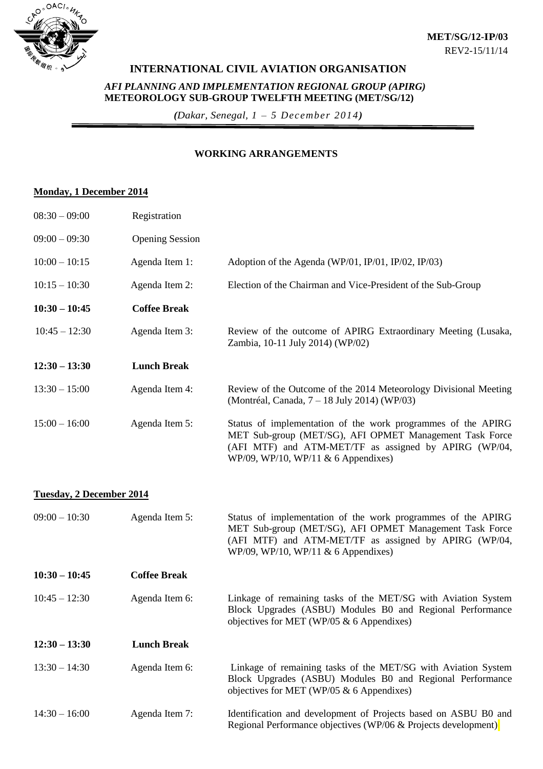**MET/SG/12-IP/03**
REV2-15/11/14

# INTERNATIONAL CIVIL AVIATION ORGANISATION

***AFI PLANNING AND IMPLEMENTATION REGIONAL GROUP (APIRG)***
**METEOROLOGY SUB-GROUP TWELFTH MEETING (MET/SG/12)**

*(Dakar, Senegal, 1 – 5 December 2014)*

## WORKING ARRANGEMENTS

**Monday, 1 December 2014**

| | | |
|---|---|---|
| 08:30 – 09:00 | Registration | |
| 09:00 – 09:30 | Opening Session | |
| 10:00 – 10:15 | Agenda Item 1: | Adoption of the Agenda (WP/01, IP/01, IP/02, IP/03) |
| 10:15 – 10:30 | Agenda Item 2: | Election of the Chairman and Vice-President of the Sub-Group |
| **10:30 – 10:45** | **Coffee Break** | |
| 10:45 – 12:30 | Agenda Item 3: | Review of the outcome of APIRG Extraordinary Meeting (Lusaka, Zambia, 10-11 July 2014) (WP/02) |
| **12:30 – 13:30** | **Lunch Break** | |
| 13:30 – 15:00 | Agenda Item 4: | Review of the Outcome of the 2014 Meteorology Divisional Meeting (Montréal, Canada, 7 – 18 July 2014) (WP/03) |
| 15:00 – 16:00 | Agenda Item 5: | Status of implementation of the work programmes of the APIRG MET Sub-group (MET/SG), AFI OPMET Management Task Force (AFI MTF) and ATM-MET/TF as assigned by APIRG (WP/04, WP/09, WP/10, WP/11 & 6 Appendixes) |

**Tuesday, 2 December 2014**

| | | |
|---|---|---|
| 09:00 – 10:30 | Agenda Item 5: | Status of implementation of the work programmes of the APIRG MET Sub-group (MET/SG), AFI OPMET Management Task Force (AFI MTF) and ATM-MET/TF as assigned by APIRG (WP/04, WP/09, WP/10, WP/11 & 6 Appendixes) |
| **10:30 – 10:45** | **Coffee Break** | |
| 10:45 – 12:30 | Agenda Item 6: | Linkage of remaining tasks of the MET/SG with Aviation System Block Upgrades (ASBU) Modules B0 and Regional Performance objectives for MET (WP/05 & 6 Appendixes) |
| **12:30 – 13:30** | **Lunch Break** | |
| 13:30 – 14:30 | Agenda Item 6: | Linkage of remaining tasks of the MET/SG with Aviation System Block Upgrades (ASBU) Modules B0 and Regional Performance objectives for MET (WP/05 & 6 Appendixes) |
| 14:30 – 16:00 | Agenda Item 7: | Identification and development of Projects based on ASBU B0 and Regional Performance objectives (WP/06 & Projects development) |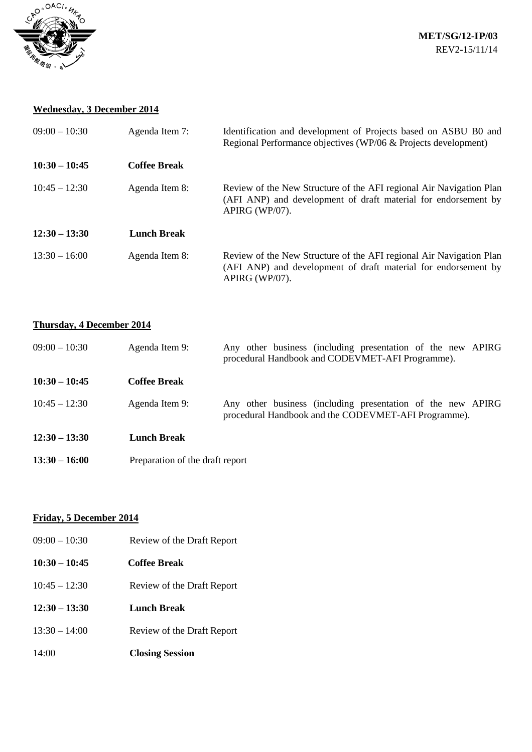**MET/SG/12-IP/03**
REV2-15/11/14

**Wednesday, 3 December 2014**

| | | |
|---|---|---|
| 09:00 – 10:30 | Agenda Item 7: | Identification and development of Projects based on ASBU B0 and Regional Performance objectives (WP/06 & Projects development) |
| **10:30 – 10:45** | **Coffee Break** | |
| 10:45 – 12:30 | Agenda Item 8: | Review of the New Structure of the AFI regional Air Navigation Plan (AFI ANP) and development of draft material for endorsement by APIRG (WP/07). |
| **12:30 – 13:30** | **Lunch Break** | |
| 13:30 – 16:00 | Agenda Item 8: | Review of the New Structure of the AFI regional Air Navigation Plan (AFI ANP) and development of draft material for endorsement by APIRG (WP/07). |

**Thursday, 4 December 2014**

| | | |
|---|---|---|
| 09:00 – 10:30 | Agenda Item 9: | Any other business (including presentation of the new APIRG procedural Handbook and CODEVMET-AFI Programme). |
| **10:30 – 10:45** | **Coffee Break** | |
| 10:45 – 12:30 | Agenda Item 9: | Any other business (including presentation of the new APIRG procedural Handbook and the CODEVMET-AFI Programme). |
| **12:30 – 13:30** | **Lunch Break** | |
| **13:30 – 16:00** | Preparation of the draft report | |

**Friday, 5 December 2014**

| | |
|---|---|
| 09:00 – 10:30 | Review of the Draft Report |
| **10:30 – 10:45** | **Coffee Break** |
| 10:45 – 12:30 | Review of the Draft Report |
| **12:30 – 13:30** | **Lunch Break** |
| 13:30 – 14:00 | Review of the Draft Report |
| 14:00 | **Closing Session** |